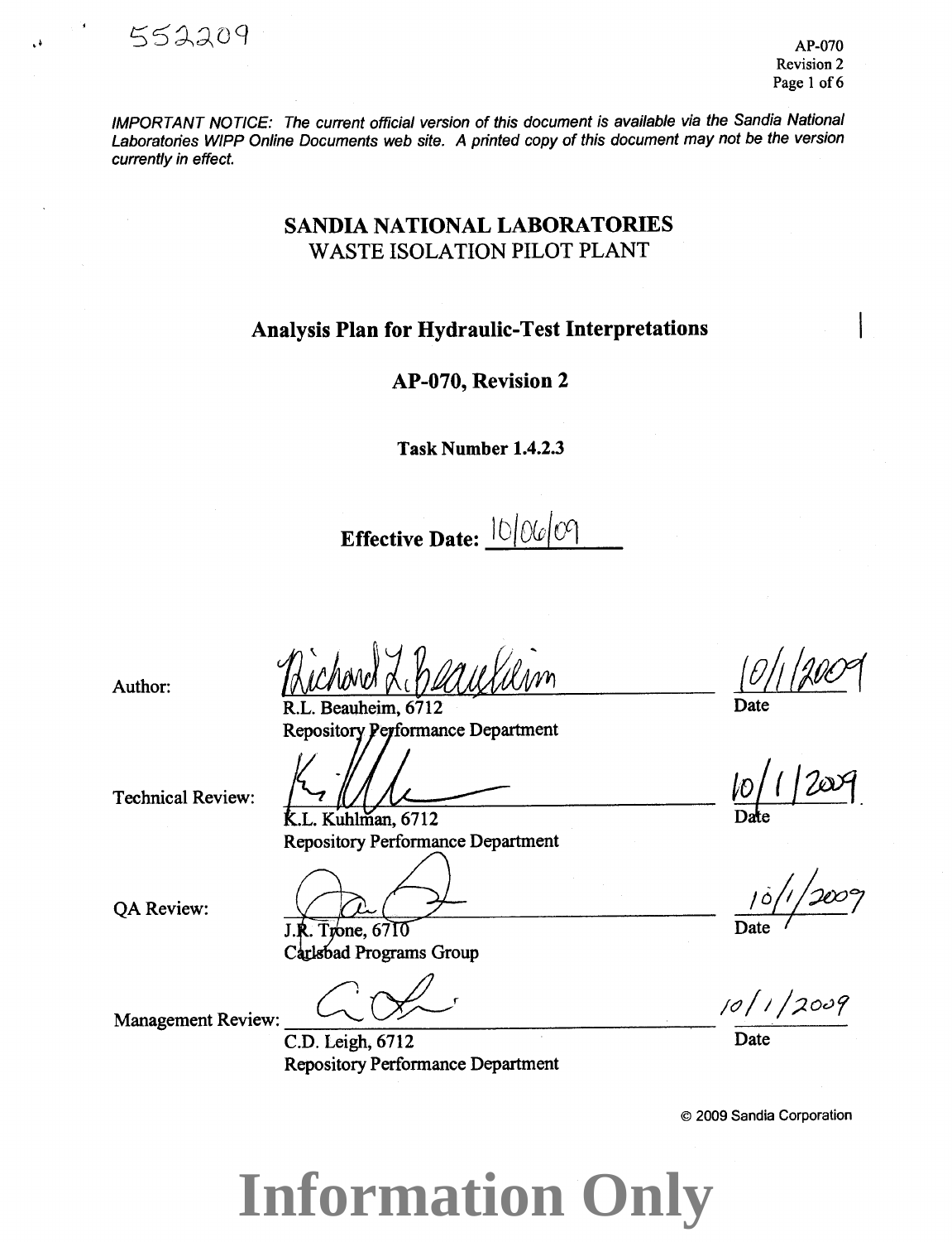552209

IMPORTANT NOTICE: The current official version of this document is available via the Sandia National Laboratories WIPP Online Documents web site. A printed copy of this document may not be the version currently in effect.

# SANDIA NATIONAL LABORATORIES
## WASTE ISOLATION PILOT PLANT

## Analysis Plan for Hydraulic-Test Interpretations

## AP-070, Revision 2

**Task Number 1.4.2.3**

**Effective Date:** 10/06/09

Author: R.L. Beauheim, 6712, Repository Performance Department — Date: 10/1/2009

Technical Review: K.L. Kuhlman, 6712, Repository Performance Department — Date: 10/1/2009

QA Review: J.R. Trone, 6710, Carlsbad Programs Group — Date: 10/1/2009

Management Review: C.D. Leigh, 6712, Repository Performance Department — Date: 10/1/2009

© 2009 Sandia Corporation

**Information Only**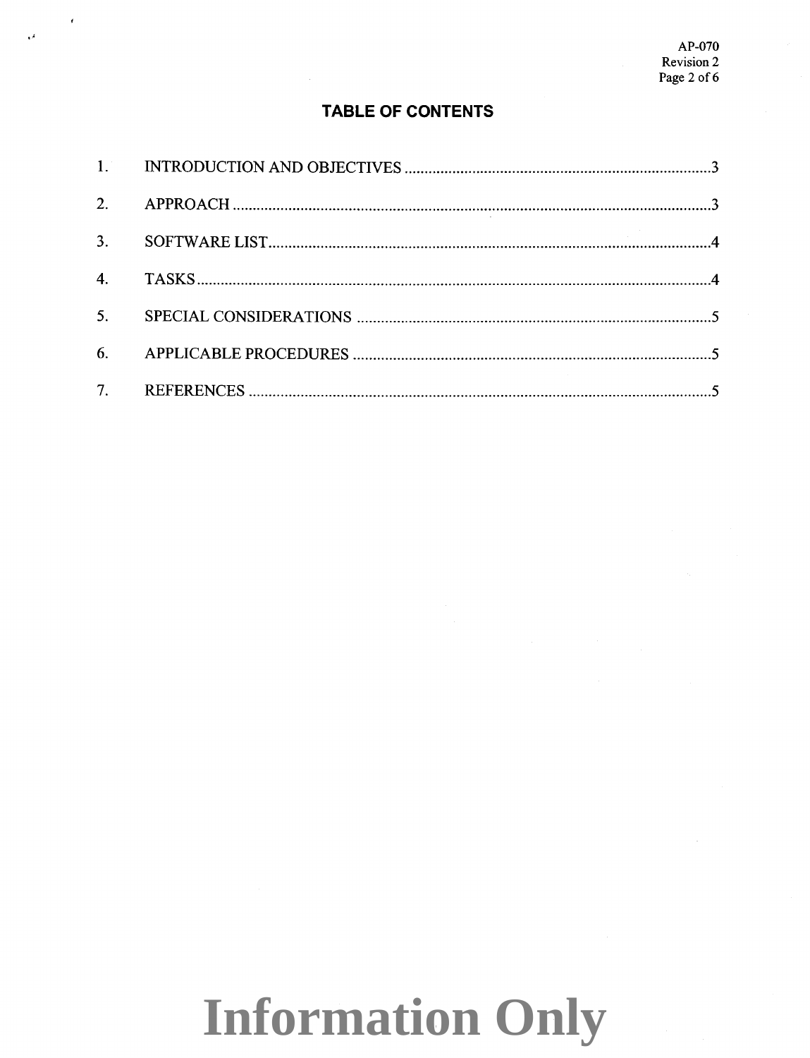## TABLE OF CONTENTS

1. INTRODUCTION AND OBJECTIVES ........................................ 3
2. APPROACH ........................................ 3
3. SOFTWARE LIST ........................................ 4
4. TASKS ........................................ 4
5. SPECIAL CONSIDERATIONS ........................................ 5
6. APPLICABLE PROCEDURES ........................................ 5
7. REFERENCES ........................................ 5

**Information Only**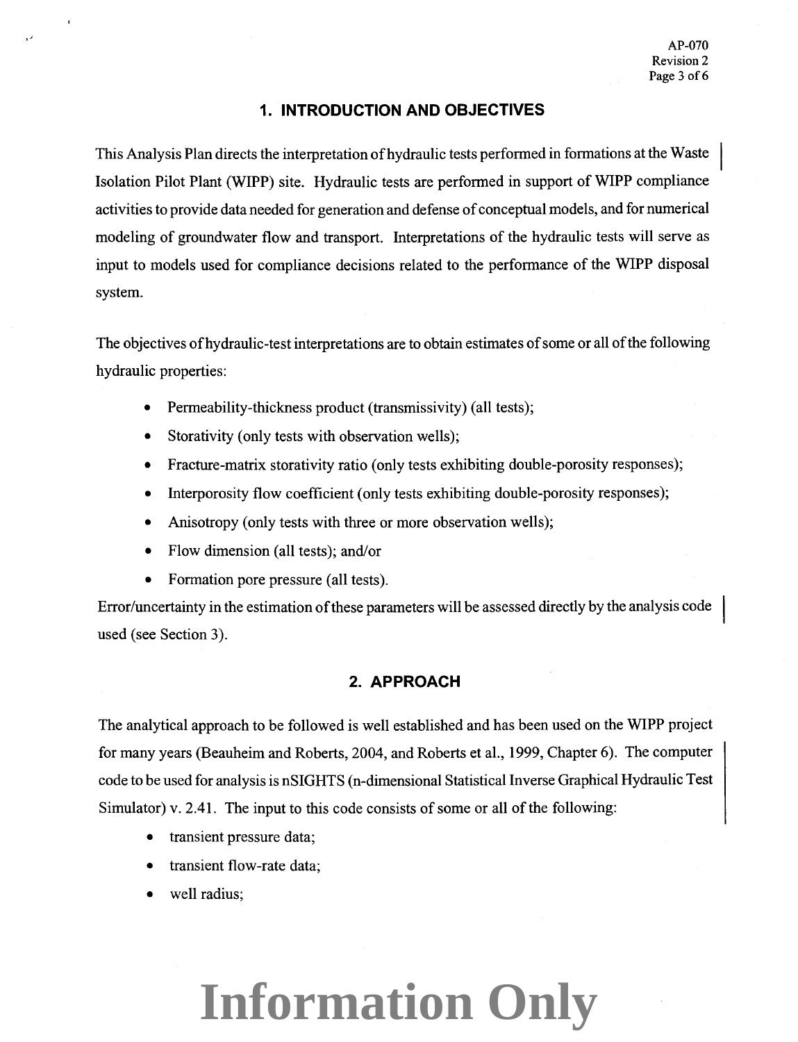## 1. INTRODUCTION AND OBJECTIVES

This Analysis Plan directs the interpretation of hydraulic tests performed in formations at the Waste Isolation Pilot Plant (WIPP) site. Hydraulic tests are performed in support of WIPP compliance activities to provide data needed for generation and defense of conceptual models, and for numerical modeling of groundwater flow and transport. Interpretations of the hydraulic tests will serve as input to models used for compliance decisions related to the performance of the WIPP disposal system.

The objectives of hydraulic-test interpretations are to obtain estimates of some or all of the following hydraulic properties:

- Permeability-thickness product (transmissivity) (all tests);
- Storativity (only tests with observation wells);
- Fracture-matrix storativity ratio (only tests exhibiting double-porosity responses);
- Interporosity flow coefficient (only tests exhibiting double-porosity responses);
- Anisotropy (only tests with three or more observation wells);
- Flow dimension (all tests); and/or
- Formation pore pressure (all tests).

Error/uncertainty in the estimation of these parameters will be assessed directly by the analysis code used (see Section 3).

## 2. APPROACH

The analytical approach to be followed is well established and has been used on the WIPP project for many years (Beauheim and Roberts, 2004, and Roberts et al., 1999, Chapter 6). The computer code to be used for analysis is nSIGHTS (n-dimensional Statistical Inverse Graphical Hydraulic Test Simulator) v. 2.41. The input to this code consists of some or all of the following:

- transient pressure data;
- transient flow-rate data;
- well radius;

Information Only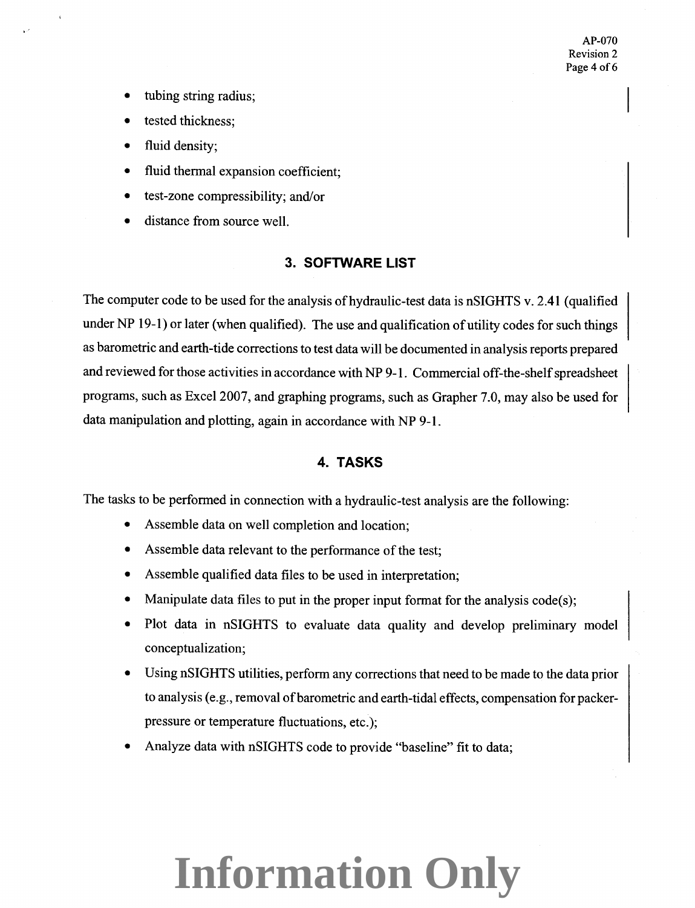- tubing string radius;
- tested thickness;
- fluid density;
- fluid thermal expansion coefficient;
- test-zone compressibility; and/or
- distance from source well.

## 3. SOFTWARE LIST

The computer code to be used for the analysis of hydraulic-test data is nSIGHTS v. 2.41 (qualified under NP 19-1) or later (when qualified). The use and qualification of utility codes for such things as barometric and earth-tide corrections to test data will be documented in analysis reports prepared and reviewed for those activities in accordance with NP 9-1. Commercial off-the-shelf spreadsheet programs, such as Excel 2007, and graphing programs, such as Grapher 7.0, may also be used for data manipulation and plotting, again in accordance with NP 9-1.

## 4. TASKS

The tasks to be performed in connection with a hydraulic-test analysis are the following:

- Assemble data on well completion and location;
- Assemble data relevant to the performance of the test;
- Assemble qualified data files to be used in interpretation;
- Manipulate data files to put in the proper input format for the analysis code(s);
- Plot data in nSIGHTS to evaluate data quality and develop preliminary model conceptualization;
- Using nSIGHTS utilities, perform any corrections that need to be made to the data prior to analysis (e.g., removal of barometric and earth-tidal effects, compensation for packer-pressure or temperature fluctuations, etc.);
- Analyze data with nSIGHTS code to provide "baseline" fit to data;

Information Only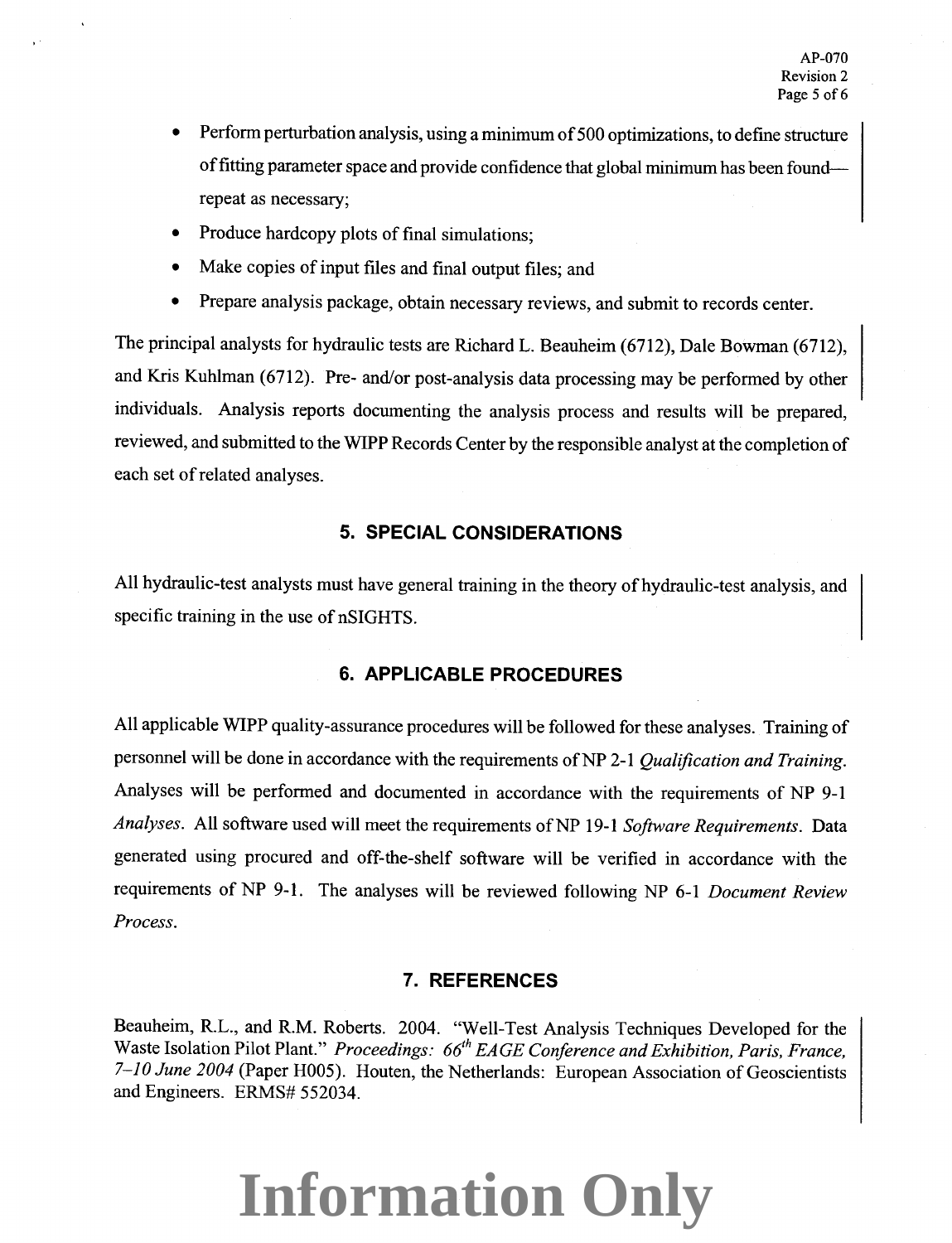- Perform perturbation analysis, using a minimum of 500 optimizations, to define structure of fitting parameter space and provide confidence that global minimum has been found—repeat as necessary;
- Produce hardcopy plots of final simulations;
- Make copies of input files and final output files; and
- Prepare analysis package, obtain necessary reviews, and submit to records center.

The principal analysts for hydraulic tests are Richard L. Beauheim (6712), Dale Bowman (6712), and Kris Kuhlman (6712). Pre- and/or post-analysis data processing may be performed by other individuals. Analysis reports documenting the analysis process and results will be prepared, reviewed, and submitted to the WIPP Records Center by the responsible analyst at the completion of each set of related analyses.

## 5. SPECIAL CONSIDERATIONS

All hydraulic-test analysts must have general training in the theory of hydraulic-test analysis, and specific training in the use of nSIGHTS.

## 6. APPLICABLE PROCEDURES

All applicable WIPP quality-assurance procedures will be followed for these analyses. Training of personnel will be done in accordance with the requirements of NP 2-1 *Qualification and Training*. Analyses will be performed and documented in accordance with the requirements of NP 9-1 *Analyses*. All software used will meet the requirements of NP 19-1 *Software Requirements*. Data generated using procured and off-the-shelf software will be verified in accordance with the requirements of NP 9-1. The analyses will be reviewed following NP 6-1 *Document Review Process*.

## 7. REFERENCES

Beauheim, R.L., and R.M. Roberts. 2004. "Well-Test Analysis Techniques Developed for the Waste Isolation Pilot Plant." *Proceedings: 66th EAGE Conference and Exhibition, Paris, France, 7–10 June 2004* (Paper H005). Houten, the Netherlands: European Association of Geoscientists and Engineers. ERMS# 552034.

**Information Only**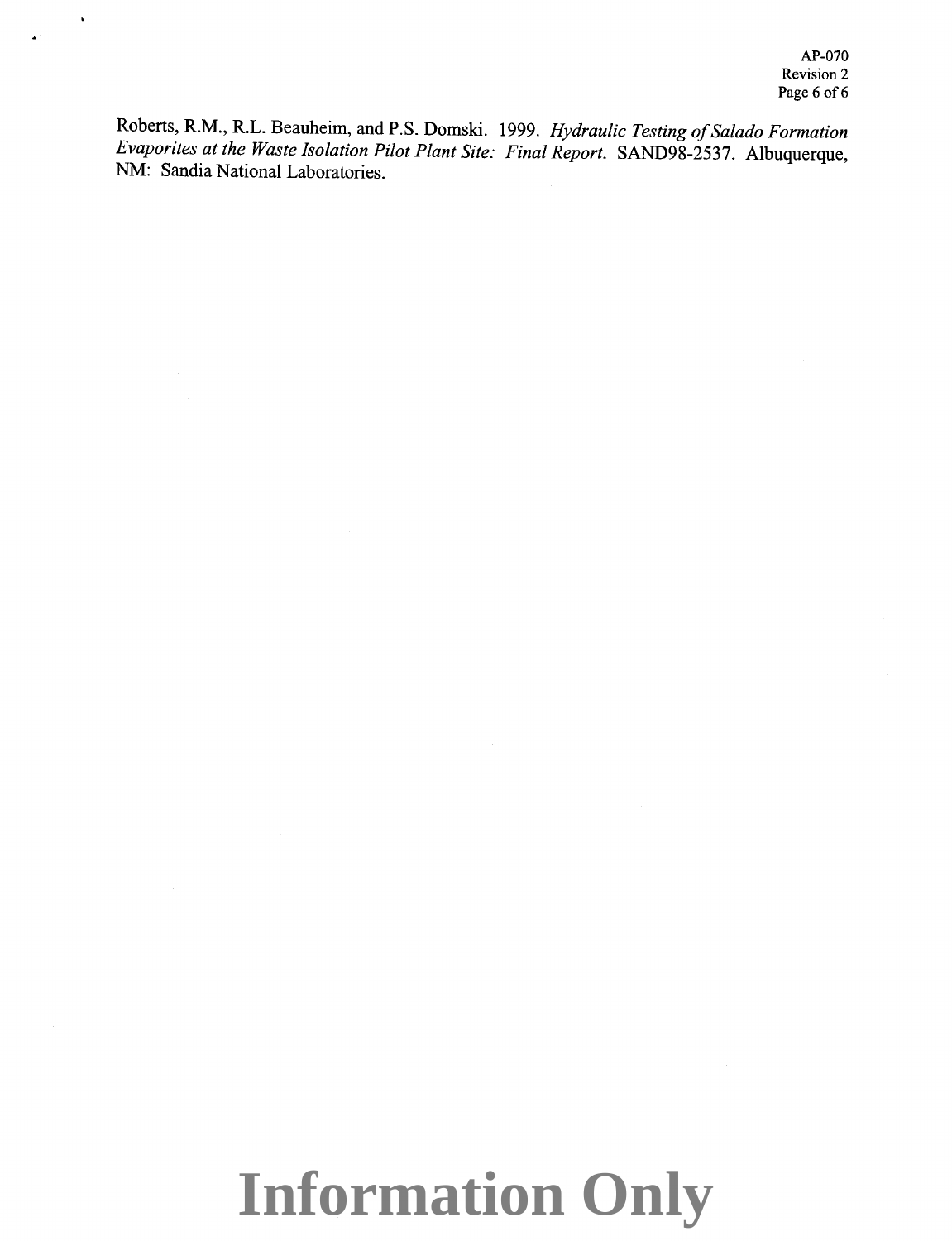Roberts, R.M., R.L. Beauheim, and P.S. Domski. 1999. *Hydraulic Testing of Salado Formation Evaporites at the Waste Isolation Pilot Plant Site: Final Report.* SAND98-2537. Albuquerque, NM: Sandia National Laboratories.

**Information Only**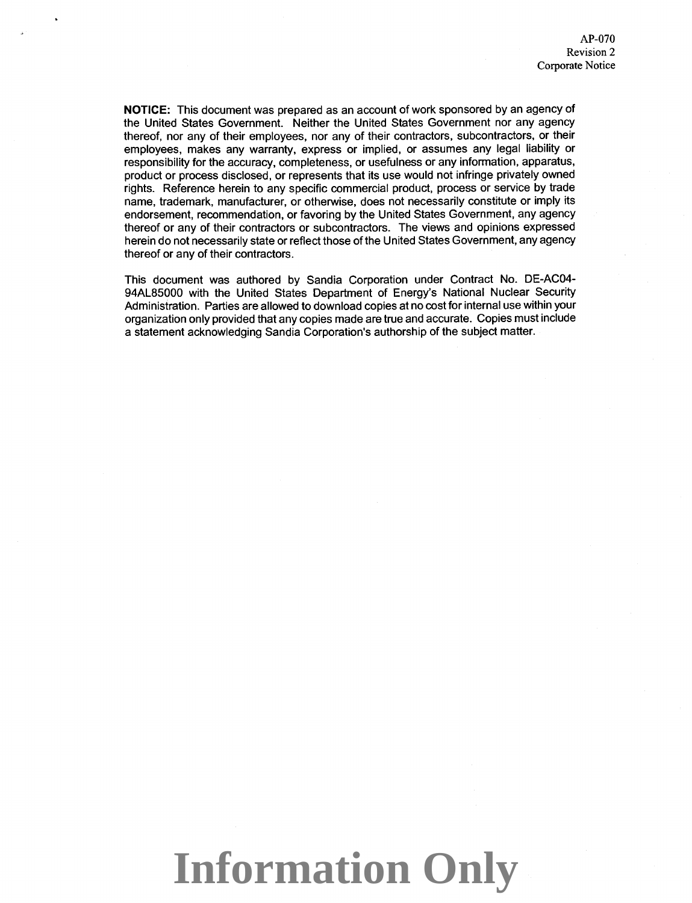**NOTICE:** This document was prepared as an account of work sponsored by an agency of the United States Government. Neither the United States Government nor any agency thereof, nor any of their employees, nor any of their contractors, subcontractors, or their employees, makes any warranty, express or implied, or assumes any legal liability or responsibility for the accuracy, completeness, or usefulness or any information, apparatus, product or process disclosed, or represents that its use would not infringe privately owned rights. Reference herein to any specific commercial product, process or service by trade name, trademark, manufacturer, or otherwise, does not necessarily constitute or imply its endorsement, recommendation, or favoring by the United States Government, any agency thereof or any of their contractors or subcontractors. The views and opinions expressed herein do not necessarily state or reflect those of the United States Government, any agency thereof or any of their contractors.

This document was authored by Sandia Corporation under Contract No. DE-AC04-94AL85000 with the United States Department of Energy's National Nuclear Security Administration. Parties are allowed to download copies at no cost for internal use within your organization only provided that any copies made are true and accurate. Copies must include a statement acknowledging Sandia Corporation's authorship of the subject matter.

**Information Only**